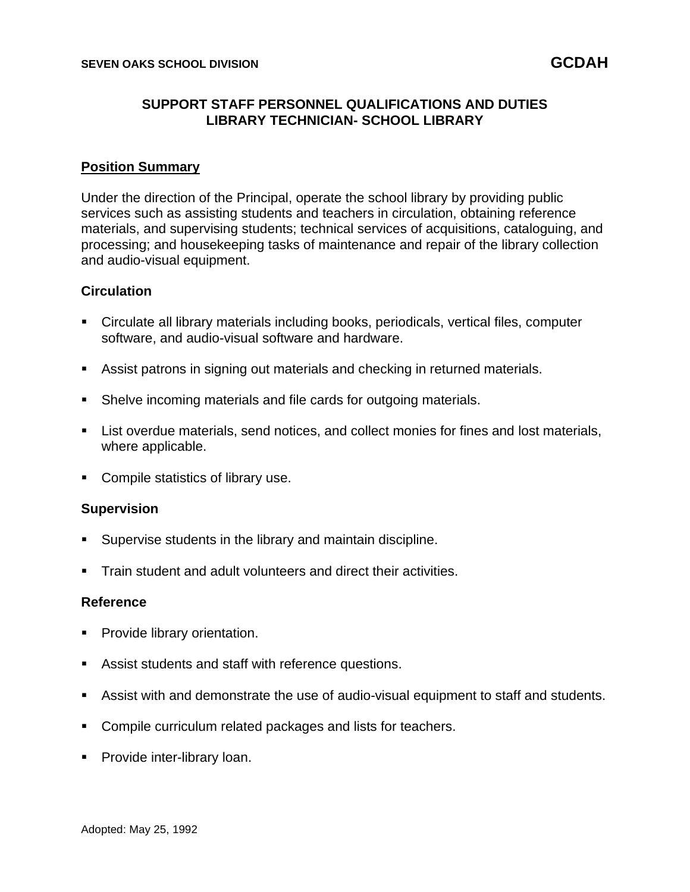SEVEN OAKS SCHOOL DIVISION **GCDAH**

# SUPPORT STAFF PERSONNEL QUALIFICATIONS AND DUTIES
# LIBRARY TECHNICIAN- SCHOOL LIBRARY

## Position Summary

Under the direction of the Principal, operate the school library by providing public services such as assisting students and teachers in circulation, obtaining reference materials, and supervising students; technical services of acquisitions, cataloguing, and processing; and housekeeping tasks of maintenance and repair of the library collection and audio-visual equipment.

### Circulation

- Circulate all library materials including books, periodicals, vertical files, computer software, and audio-visual software and hardware.
- Assist patrons in signing out materials and checking in returned materials.
- Shelve incoming materials and file cards for outgoing materials.
- List overdue materials, send notices, and collect monies for fines and lost materials, where applicable.
- Compile statistics of library use.

### Supervision

- Supervise students in the library and maintain discipline.
- Train student and adult volunteers and direct their activities.

### Reference

- Provide library orientation.
- Assist students and staff with reference questions.
- Assist with and demonstrate the use of audio-visual equipment to staff and students.
- Compile curriculum related packages and lists for teachers.
- Provide inter-library loan.

Adopted: May 25, 1992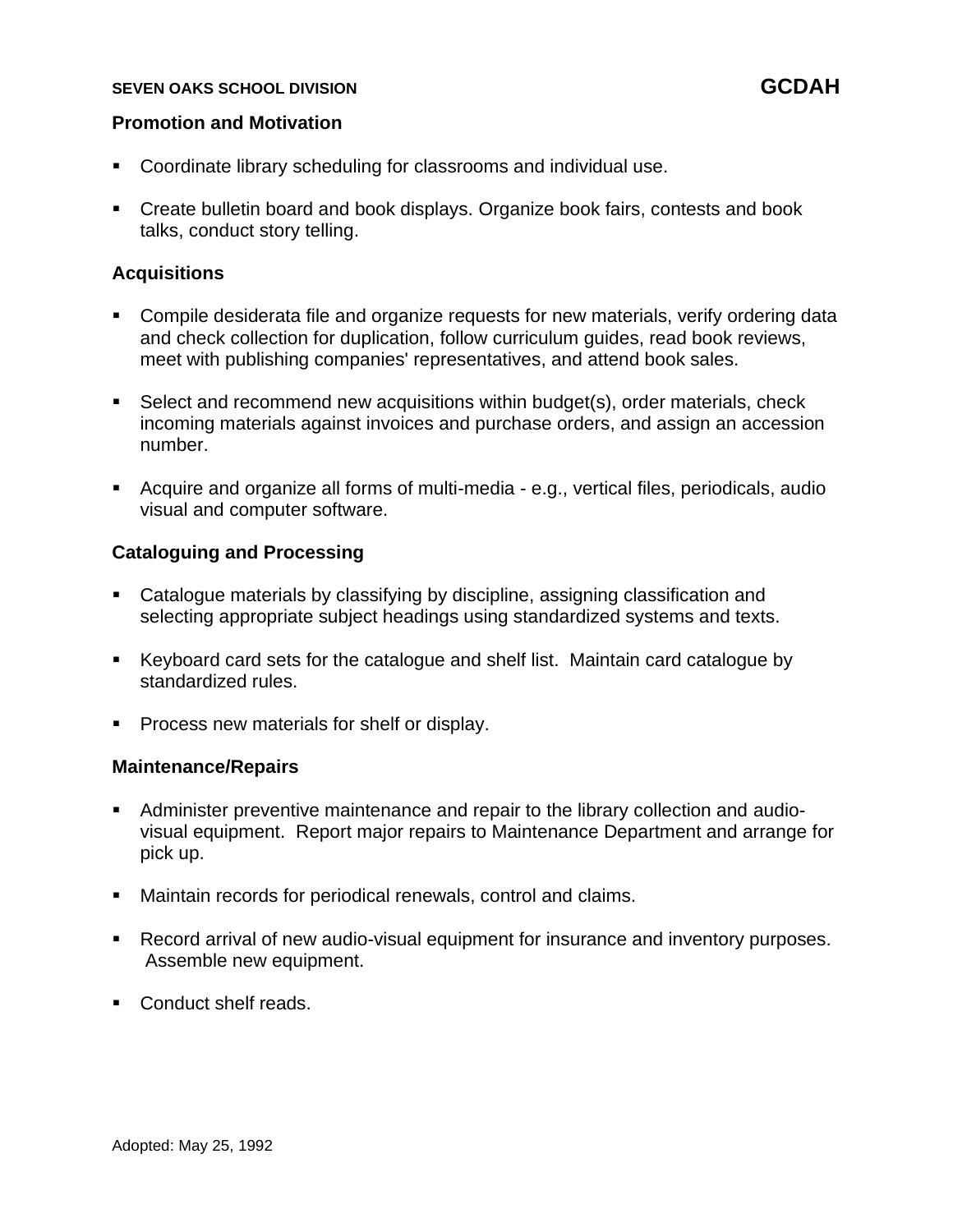## Promotion and Motivation

- Coordinate library scheduling for classrooms and individual use.
- Create bulletin board and book displays. Organize book fairs, contests and book talks, conduct story telling.

## Acquisitions

- Compile desiderata file and organize requests for new materials, verify ordering data and check collection for duplication, follow curriculum guides, read book reviews, meet with publishing companies' representatives, and attend book sales.
- Select and recommend new acquisitions within budget(s), order materials, check incoming materials against invoices and purchase orders, and assign an accession number.
- Acquire and organize all forms of multi-media - e.g., vertical files, periodicals, audio visual and computer software.

## Cataloguing and Processing

- Catalogue materials by classifying by discipline, assigning classification and selecting appropriate subject headings using standardized systems and texts.
- Keyboard card sets for the catalogue and shelf list. Maintain card catalogue by standardized rules.
- Process new materials for shelf or display.

## Maintenance/Repairs

- Administer preventive maintenance and repair to the library collection and audio-visual equipment. Report major repairs to Maintenance Department and arrange for pick up.
- Maintain records for periodical renewals, control and claims.
- Record arrival of new audio-visual equipment for insurance and inventory purposes. Assemble new equipment.
- Conduct shelf reads.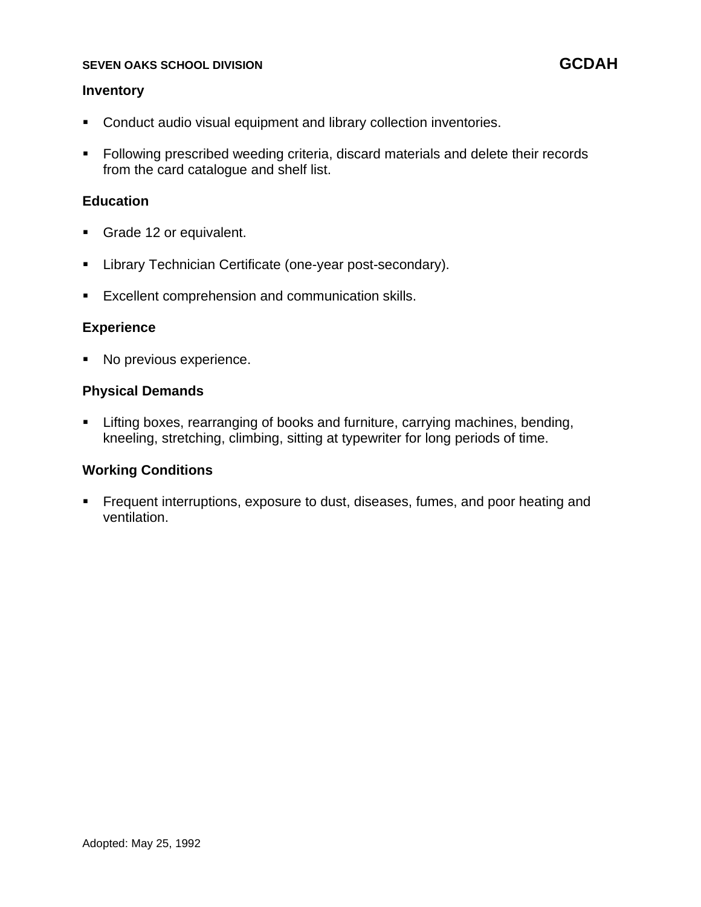**Inventory**

- Conduct audio visual equipment and library collection inventories.
- Following prescribed weeding criteria, discard materials and delete their records from the card catalogue and shelf list.

**Education**

- Grade 12 or equivalent.
- Library Technician Certificate (one-year post-secondary).
- Excellent comprehension and communication skills.

**Experience**

- No previous experience.

**Physical Demands**

- Lifting boxes, rearranging of books and furniture, carrying machines, bending, kneeling, stretching, climbing, sitting at typewriter for long periods of time.

**Working Conditions**

- Frequent interruptions, exposure to dust, diseases, fumes, and poor heating and ventilation.

Adopted: May 25, 1992